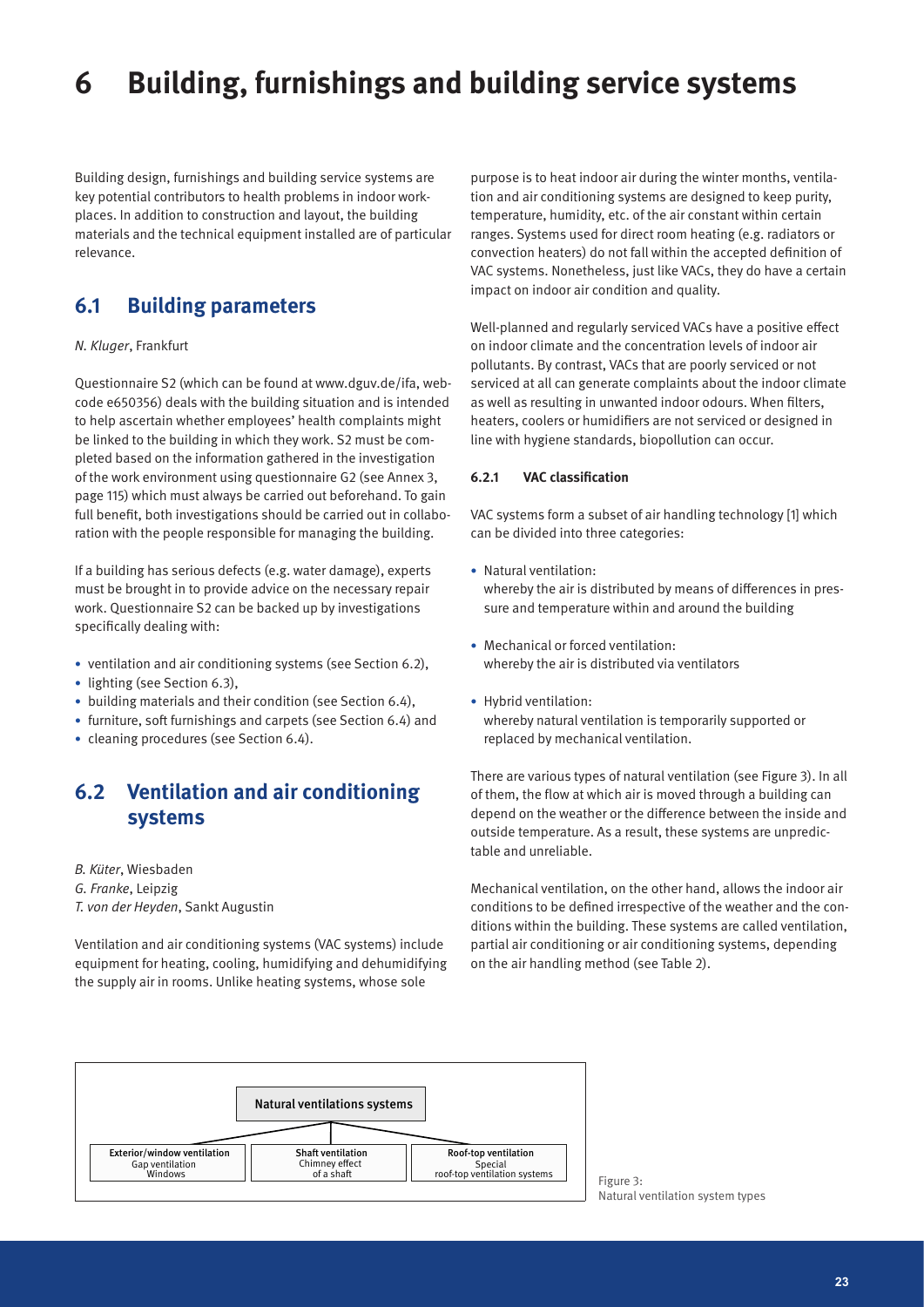# 6 Building, furnishings and building service systems

Building design, furnishings and building service systems are key potential contributors to health problems in indoor workplaces. In addition to construction and layout, the building materials and the technical equipment installed are of particular relevance.

## 6.1 Building parameters

*N. Kluger*, Frankfurt

Questionnaire S2 (which can be found at www.dguv.de/ifa, webcode e650356) deals with the building situation and is intended to help ascertain whether employees' health complaints might be linked to the building in which they work. S2 must be completed based on the information gathered in the investigation of the work environment using questionnaire G2 (see Annex 3, page 115) which must always be carried out beforehand. To gain full benefit, both investigations should be carried out in collaboration with the people responsible for managing the building.

If a building has serious defects (e.g. water damage), experts must be brought in to provide advice on the necessary repair work. Questionnaire S2 can be backed up by investigations specifically dealing with:

- ventilation and air conditioning systems (see Section 6.2),
- lighting (see Section 6.3),
- building materials and their condition (see Section 6.4),
- furniture, soft furnishings and carpets (see Section 6.4) and
- cleaning procedures (see Section 6.4).

## 6.2 Ventilation and air conditioning systems

*B. Küter*, Wiesbaden
*G. Franke*, Leipzig
*T. von der Heyden*, Sankt Augustin

Ventilation and air conditioning systems (VAC systems) include equipment for heating, cooling, humidifying and dehumidifying the supply air in rooms. Unlike heating systems, whose sole purpose is to heat indoor air during the winter months, ventilation and air conditioning systems are designed to keep purity, temperature, humidity, etc. of the air constant within certain ranges. Systems used for direct room heating (e.g. radiators or convection heaters) do not fall within the accepted definition of VAC systems. Nonetheless, just like VACs, they do have a certain impact on indoor air condition and quality.

Well-planned and regularly serviced VACs have a positive effect on indoor climate and the concentration levels of indoor air pollutants. By contrast, VACs that are poorly serviced or not serviced at all can generate complaints about the indoor climate as well as resulting in unwanted indoor odours. When filters, heaters, coolers or humidifiers are not serviced or designed in line with hygiene standards, biopollution can occur.

### 6.2.1 VAC classification

VAC systems form a subset of air handling technology [1] which can be divided into three categories:

- Natural ventilation:
  whereby the air is distributed by means of differences in pressure and temperature within and around the building
- Mechanical or forced ventilation:
  whereby the air is distributed via ventilators
- Hybrid ventilation:
  whereby natural ventilation is temporarily supported or replaced by mechanical ventilation.

There are various types of natural ventilation (see Figure 3). In all of them, the flow at which air is moved through a building can depend on the weather or the difference between the inside and outside temperature. As a result, these systems are unpredictable and unreliable.

Mechanical ventilation, on the other hand, allows the indoor air conditions to be defined irrespective of the weather and the conditions within the building. These systems are called ventilation, partial air conditioning or air conditioning systems, depending on the air handling method (see Table 2).

Natural ventilations systems

- Exterior/window ventilation: Gap ventilation, Windows
- Shaft ventilation: Chimney effect of a shaft
- Roof-top ventilation: Special roof-top ventilation systems

Figure 3:
Natural ventilation system types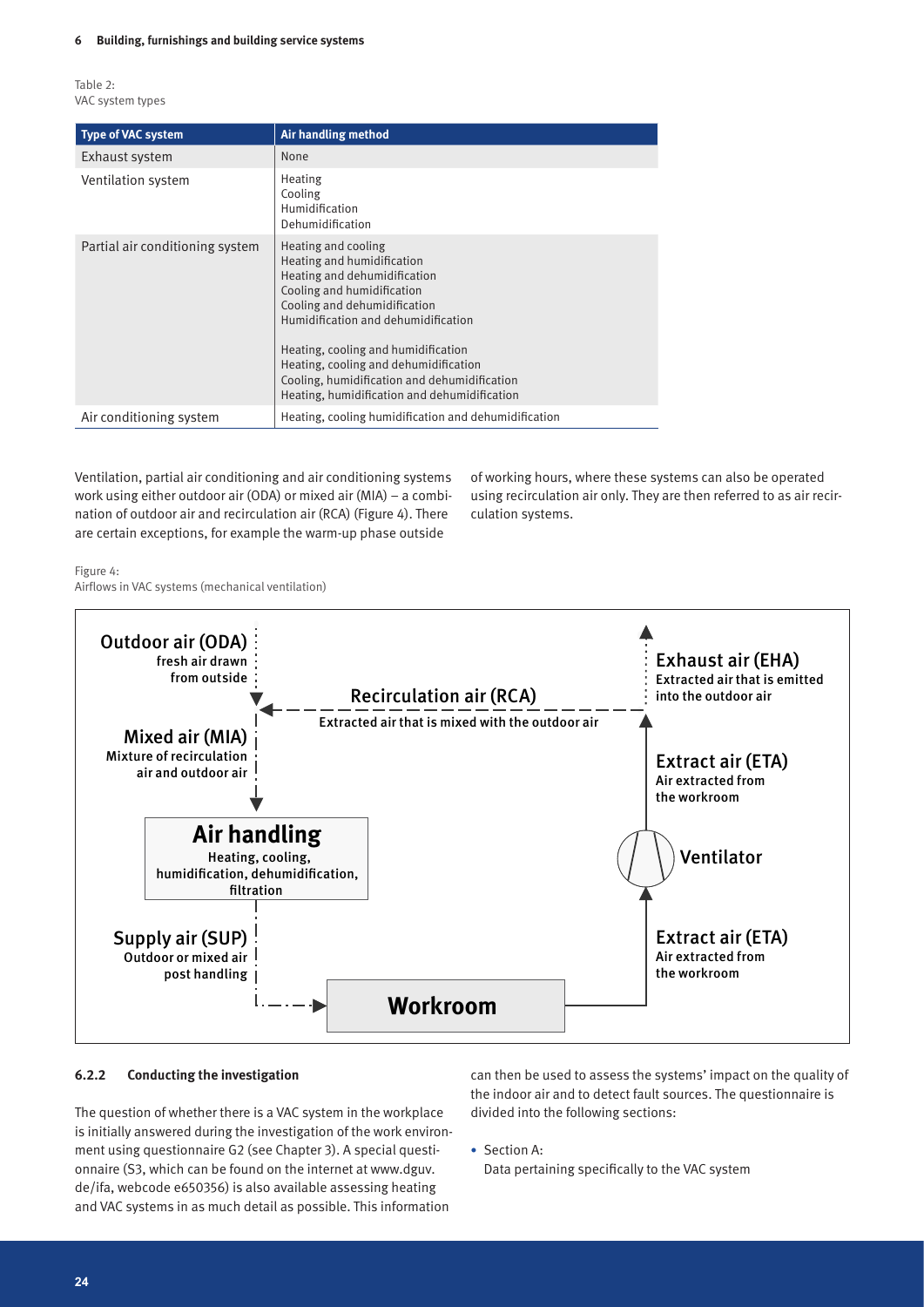Table 2:
VAC system types

| Type of VAC system | Air handling method |
|---|---|
| Exhaust system | None |
| Ventilation system | Heating<br>Cooling<br>Humidification<br>Dehumidification |
| Partial air conditioning system | Heating and cooling<br>Heating and humidification<br>Heating and dehumidification<br>Cooling and humidification<br>Cooling and dehumidification<br>Humidification and dehumidification<br><br>Heating, cooling and humidification<br>Heating, cooling and dehumidification<br>Cooling, humidification and dehumidification<br>Heating, humidification and dehumidification |
| Air conditioning system | Heating, cooling humidification and dehumidification |

Ventilation, partial air conditioning and air conditioning systems work using either outdoor air (ODA) or mixed air (MIA) – a combination of outdoor air and recirculation air (RCA) (Figure 4). There are certain exceptions, for example the warm-up phase outside of working hours, where these systems can also be operated using recirculation air only. They are then referred to as air recirculation systems.

Figure 4:
Airflows in VAC systems (mechanical ventilation)

#### 6.2.2 Conducting the investigation

The question of whether there is a VAC system in the workplace is initially answered during the investigation of the work environment using questionnaire G2 (see Chapter 3). A special questionnaire (S3, which can be found on the internet at www.dguv.de/ifa, webcode e650356) is also available assessing heating and VAC systems in as much detail as possible. This information can then be used to assess the systems' impact on the quality of the indoor air and to detect fault sources. The questionnaire is divided into the following sections:

- Section A:
  Data pertaining specifically to the VAC system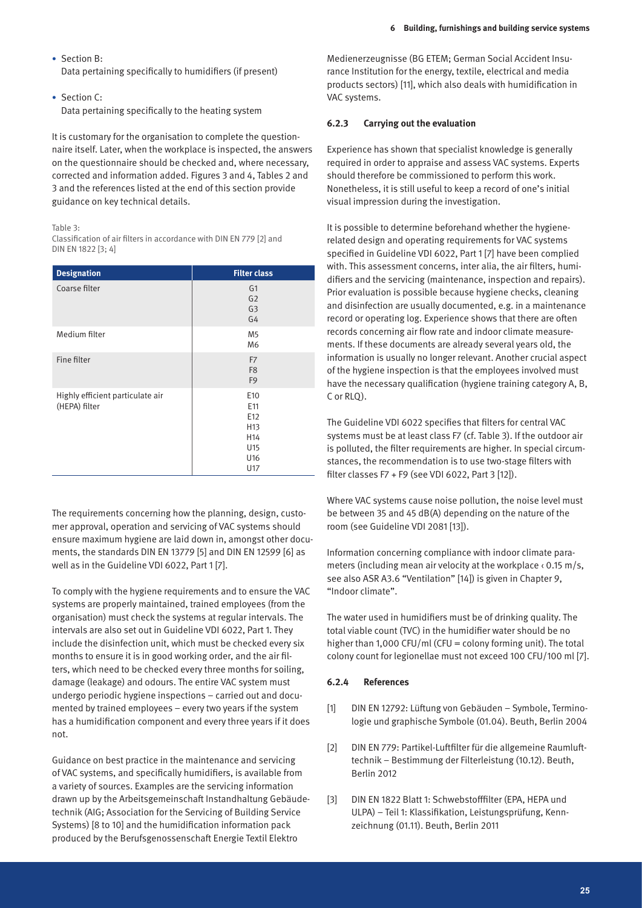- Section B:
  Data pertaining specifically to humidifiers (if present)
- Section C:
  Data pertaining specifically to the heating system

It is customary for the organisation to complete the questionnaire itself. Later, when the workplace is inspected, the answers on the questionnaire should be checked and, where necessary, corrected and information added. Figures 3 and 4, Tables 2 and 3 and the references listed at the end of this section provide guidance on key technical details.

Table 3:
Classification of air filters in accordance with DIN EN 779 [2] and DIN EN 1822 [3; 4]

| Designation | Filter class |
|---|---|
| Coarse filter | G1<br>G2<br>G3<br>G4 |
| Medium filter | M5<br>M6 |
| Fine filter | F7<br>F8<br>F9 |
| Highly efficient particulate air (HEPA) filter | E10<br>E11<br>E12<br>H13<br>H14<br>U15<br>U16<br>U17 |

The requirements concerning how the planning, design, customer approval, operation and servicing of VAC systems should ensure maximum hygiene are laid down in, amongst other documents, the standards DIN EN 13779 [5] and DIN EN 12599 [6] as well as in the Guideline VDI 6022, Part 1 [7].

To comply with the hygiene requirements and to ensure the VAC systems are properly maintained, trained employees (from the organisation) must check the systems at regular intervals. The intervals are also set out in Guideline VDI 6022, Part 1. They include the disinfection unit, which must be checked every six months to ensure it is in good working order, and the air filters, which need to be checked every three months for soiling, damage (leakage) and odours. The entire VAC system must undergo periodic hygiene inspections – carried out and documented by trained employees – every two years if the system has a humidification component and every three years if it does not.

Guidance on best practice in the maintenance and servicing of VAC systems, and specifically humidifiers, is available from a variety of sources. Examples are the servicing information drawn up by the Arbeitsgemeinschaft Instandhaltung Gebäudetechnik (AIG; Association for the Servicing of Building Service Systems) [8 to 10] and the humidification information pack produced by the Berufsgenossenschaft Energie Textil Elektro Medienerzeugnisse (BG ETEM; German Social Accident Insurance Institution for the energy, textile, electrical and media products sectors) [11], which also deals with humidification in VAC systems.

### 6.2.3 Carrying out the evaluation

Experience has shown that specialist knowledge is generally required in order to appraise and assess VAC systems. Experts should therefore be commissioned to perform this work. Nonetheless, it is still useful to keep a record of one's initial visual impression during the investigation.

It is possible to determine beforehand whether the hygiene-related design and operating requirements for VAC systems specified in Guideline VDI 6022, Part 1 [7] have been complied with. This assessment concerns, inter alia, the air filters, humidifiers and the servicing (maintenance, inspection and repairs). Prior evaluation is possible because hygiene checks, cleaning and disinfection are usually documented, e.g. in a maintenance record or operating log. Experience shows that there are often records concerning air flow rate and indoor climate measurements. If these documents are already several years old, the information is usually no longer relevant. Another crucial aspect of the hygiene inspection is that the employees involved must have the necessary qualification (hygiene training category A, B, C or RLQ).

The Guideline VDI 6022 specifies that filters for central VAC systems must be at least class F7 (cf. Table 3). If the outdoor air is polluted, the filter requirements are higher. In special circumstances, the recommendation is to use two-stage filters with filter classes F7 + F9 (see VDI 6022, Part 3 [12]).

Where VAC systems cause noise pollution, the noise level must be between 35 and 45 dB(A) depending on the nature of the room (see Guideline VDI 2081 [13]).

Information concerning compliance with indoor climate parameters (including mean air velocity at the workplace $< 0.15$ m/s, see also ASR A3.6 "Ventilation" [14]) is given in Chapter 9, "Indoor climate".

The water used in humidifiers must be of drinking quality. The total viable count (TVC) in the humidifier water should be no higher than 1,000 CFU/ml (CFU = colony forming unit). The total colony count for legionellae must not exceed 100 CFU/100 ml [7].

### 6.2.4 References

[1] DIN EN 12792: Lüftung von Gebäuden – Symbole, Terminologie und graphische Symbole (01.04). Beuth, Berlin 2004

[2] DIN EN 779: Partikel-Luftfilter für die allgemeine Raumlufttechnik – Bestimmung der Filterleistung (10.12). Beuth, Berlin 2012

[3] DIN EN 1822 Blatt 1: Schwebstofffilter (EPA, HEPA und ULPA) – Teil 1: Klassifikation, Leistungsprüfung, Kennzeichnung (01.11). Beuth, Berlin 2011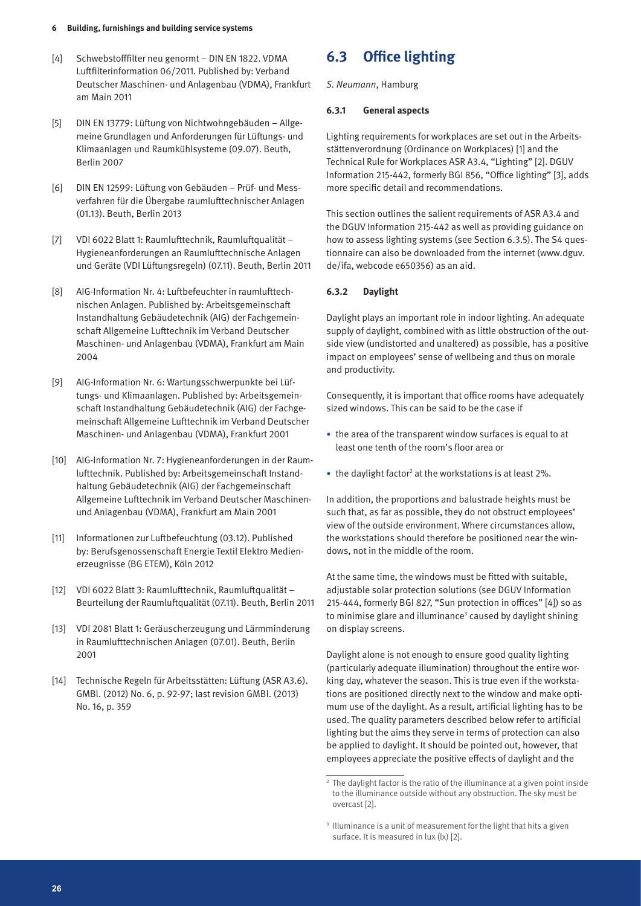[4] Schwebstofffilter neu genormt – DIN EN 1822. VDMA Luftfilterinformation 06/2011. Published by: Verband Deutscher Maschinen- und Anlagenbau (VDMA), Frankfurt am Main 2011

[5] DIN EN 13779: Lüftung von Nichtwohngebäuden – Allgemeine Grundlagen und Anforderungen für Lüftungs- und Klimaanlagen und Raumkühlsysteme (09.07). Beuth, Berlin 2007

[6] DIN EN 12599: Lüftung von Gebäuden – Prüf- und Messverfahren für die Übergabe raumlufttechnischer Anlagen (01.13). Beuth, Berlin 2013

[7] VDI 6022 Blatt 1: Raumlufttechnik, Raumluftqualität – Hygieneanforderungen an Raumlufttechnische Anlagen und Geräte (VDI Lüftungsregeln) (07.11). Beuth, Berlin 2011

[8] AIG-Information Nr. 4: Luftbefeuchter in raumlufttechnischen Anlagen. Published by: Arbeitsgemeinschaft Instandhaltung Gebäudetechnik (AIG) der Fachgemeinschaft Allgemeine Lufttechnik im Verband Deutscher Maschinen- und Anlagenbau (VDMA), Frankfurt am Main 2004

[9] AIG-Information Nr. 6: Wartungsschwerpunkte bei Lüftungs- und Klimaanlagen. Published by: Arbeitsgemeinschaft Instandhaltung Gebäudetechnik (AIG) der Fachgemeinschaft Allgemeine Lufttechnik im Verband Deutscher Maschinen- und Anlagenbau (VDMA), Frankfurt 2001

[10] AIG-Information Nr. 7: Hygieneanforderungen in der Raumlufttechnik. Published by: Arbeitsgemeinschaft Instandhaltung Gebäudetechnik (AIG) der Fachgemeinschaft Allgemeine Lufttechnik im Verband Deutscher Maschinen- und Anlagenbau (VDMA), Frankfurt am Main 2001

[11] Informationen zur Luftbefeuchtung (03.12). Published by: Berufsgenossenschaft Energie Textil Elektro Medienerzeugnisse (BG ETEM), Köln 2012

[12] VDI 6022 Blatt 3: Raumlufttechnik, Raumluftqualität – Beurteilung der Raumluftqualität (07.11). Beuth, Berlin 2011

[13] VDI 2081 Blatt 1: Geräuscherzeugung und Lärmminderung in Raumlufttechnischen Anlagen (07.01). Beuth, Berlin 2001

[14] Technische Regeln für Arbeitsstätten: Lüftung (ASR A3.6). GMBl. (2012) No. 6, p. 92-97; last revision GMBl. (2013) No. 16, p. 359

## 6.3 Office lighting

*S. Neumann*, Hamburg

### 6.3.1 General aspects

Lighting requirements for workplaces are set out in the Arbeitsstättenverordnung (Ordinance on Workplaces) [1] and the Technical Rule for Workplaces ASR A3.4, "Lighting" [2]. DGUV Information 215-442, formerly BGI 856, "Office lighting" [3], adds more specific detail and recommendations.

This section outlines the salient requirements of ASR A3.4 and the DGUV Information 215-442 as well as providing guidance on how to assess lighting systems (see Section 6.3.5). The S4 questionnaire can also be downloaded from the internet (www.dguv.de/ifa, webcode e650356) as an aid.

### 6.3.2 Daylight

Daylight plays an important role in indoor lighting. An adequate supply of daylight, combined with as little obstruction of the outside view (undistorted and unaltered) as possible, has a positive impact on employees' sense of wellbeing and thus on morale and productivity.

Consequently, it is important that office rooms have adequately sized windows. This can be said to be the case if

- the area of the transparent window surfaces is equal to at least one tenth of the room's floor area or
- the daylight factor[2] at the workstations is at least 2%.

In addition, the proportions and balustrade heights must be such that, as far as possible, they do not obstruct employees' view of the outside environment. Where circumstances allow, the workstations should therefore be positioned near the windows, not in the middle of the room.

At the same time, the windows must be fitted with suitable, adjustable solar protection solutions (see DGUV Information 215-444, formerly BGI 827, "Sun protection in offices" [4]) so as to minimise glare and illuminance[3] caused by daylight shining on display screens.

Daylight alone is not enough to ensure good quality lighting (particularly adequate illumination) throughout the entire working day, whatever the season. This is true even if the workstations are positioned directly next to the window and make optimum use of the daylight. As a result, artificial lighting has to be used. The quality parameters described below refer to artificial lighting but the aims they serve in terms of protection can also be applied to daylight. It should be pointed out, however, that employees appreciate the positive effects of daylight and the

[2] The daylight factor is the ratio of the illuminance at a given point inside to the illuminance outside without any obstruction. The sky must be overcast [2].

[3] Illuminance is a unit of measurement for the light that hits a given surface. It is measured in lux (lx) [2].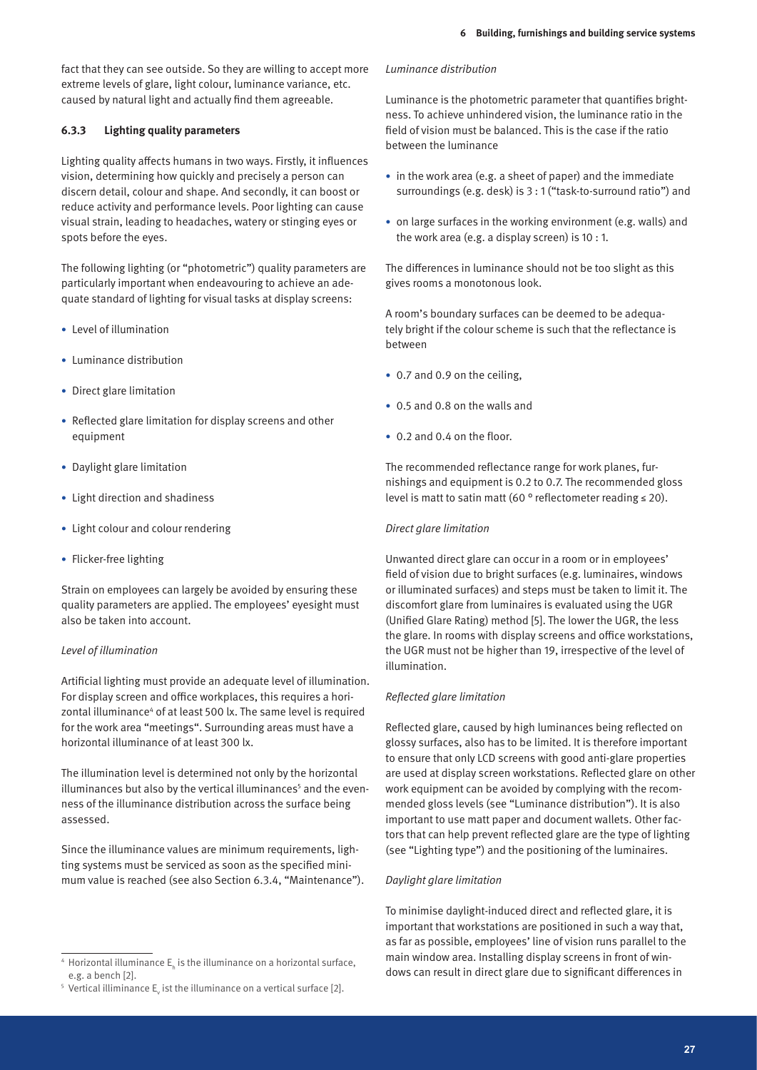fact that they can see outside. So they are willing to accept more extreme levels of glare, light colour, luminance variance, etc. caused by natural light and actually find them agreeable.

### 6.3.3 Lighting quality parameters

Lighting quality affects humans in two ways. Firstly, it influences vision, determining how quickly and precisely a person can discern detail, colour and shape. And secondly, it can boost or reduce activity and performance levels. Poor lighting can cause visual strain, leading to headaches, watery or stinging eyes or spots before the eyes.

The following lighting (or "photometric") quality parameters are particularly important when endeavouring to achieve an adequate standard of lighting for visual tasks at display screens:

- Level of illumination
- Luminance distribution
- Direct glare limitation
- Reflected glare limitation for display screens and other equipment
- Daylight glare limitation
- Light direction and shadiness
- Light colour and colour rendering
- Flicker-free lighting

Strain on employees can largely be avoided by ensuring these quality parameters are applied. The employees' eyesight must also be taken into account.

*Level of illumination*

Artificial lighting must provide an adequate level of illumination. For display screen and office workplaces, this requires a horizontal illuminance[4] of at least 500 lx. The same level is required for the work area "meetings". Surrounding areas must have a horizontal illuminance of at least 300 lx.

The illumination level is determined not only by the horizontal illuminances but also by the vertical illuminances[5] and the evenness of the illuminance distribution across the surface being assessed.

Since the illuminance values are minimum requirements, lighting systems must be serviced as soon as the specified minimum value is reached (see also Section 6.3.4, "Maintenance").

*Luminance distribution*

Luminance is the photometric parameter that quantifies brightness. To achieve unhindered vision, the luminance ratio in the field of vision must be balanced. This is the case if the ratio between the luminance

- in the work area (e.g. a sheet of paper) and the immediate surroundings (e.g. desk) is 3 : 1 ("task-to-surround ratio") and
- on large surfaces in the working environment (e.g. walls) and the work area (e.g. a display screen) is 10 : 1.

The differences in luminance should not be too slight as this gives rooms a monotonous look.

A room's boundary surfaces can be deemed to be adequately bright if the colour scheme is such that the reflectance is between

- 0.7 and 0.9 on the ceiling,
- 0.5 and 0.8 on the walls and
- 0.2 and 0.4 on the floor.

The recommended reflectance range for work planes, furnishings and equipment is 0.2 to 0.7. The recommended gloss level is matt to satin matt (60 ° reflectometer reading ≤ 20).

*Direct glare limitation*

Unwanted direct glare can occur in a room or in employees' field of vision due to bright surfaces (e.g. luminaires, windows or illuminated surfaces) and steps must be taken to limit it. The discomfort glare from luminaires is evaluated using the UGR (Unified Glare Rating) method [5]. The lower the UGR, the less the glare. In rooms with display screens and office workstations, the UGR must not be higher than 19, irrespective of the level of illumination.

*Reflected glare limitation*

Reflected glare, caused by high luminances being reflected on glossy surfaces, also has to be limited. It is therefore important to ensure that only LCD screens with good anti-glare properties are used at display screen workstations. Reflected glare on other work equipment can be avoided by complying with the recommended gloss levels (see "Luminance distribution"). It is also important to use matt paper and document wallets. Other factors that can help prevent reflected glare are the type of lighting (see "Lighting type") and the positioning of the luminaires.

*Daylight glare limitation*

To minimise daylight-induced direct and reflected glare, it is important that workstations are positioned in such a way that, as far as possible, employees' line of vision runs parallel to the main window area. Installing display screens in front of windows can result in direct glare due to significant differences in

---

[4] Horizontal illuminance $E_h$ is the illuminance on a horizontal surface, e.g. a bench [2].

[5] Vertical illiminance $E_v$ ist the illuminance on a vertical surface [2].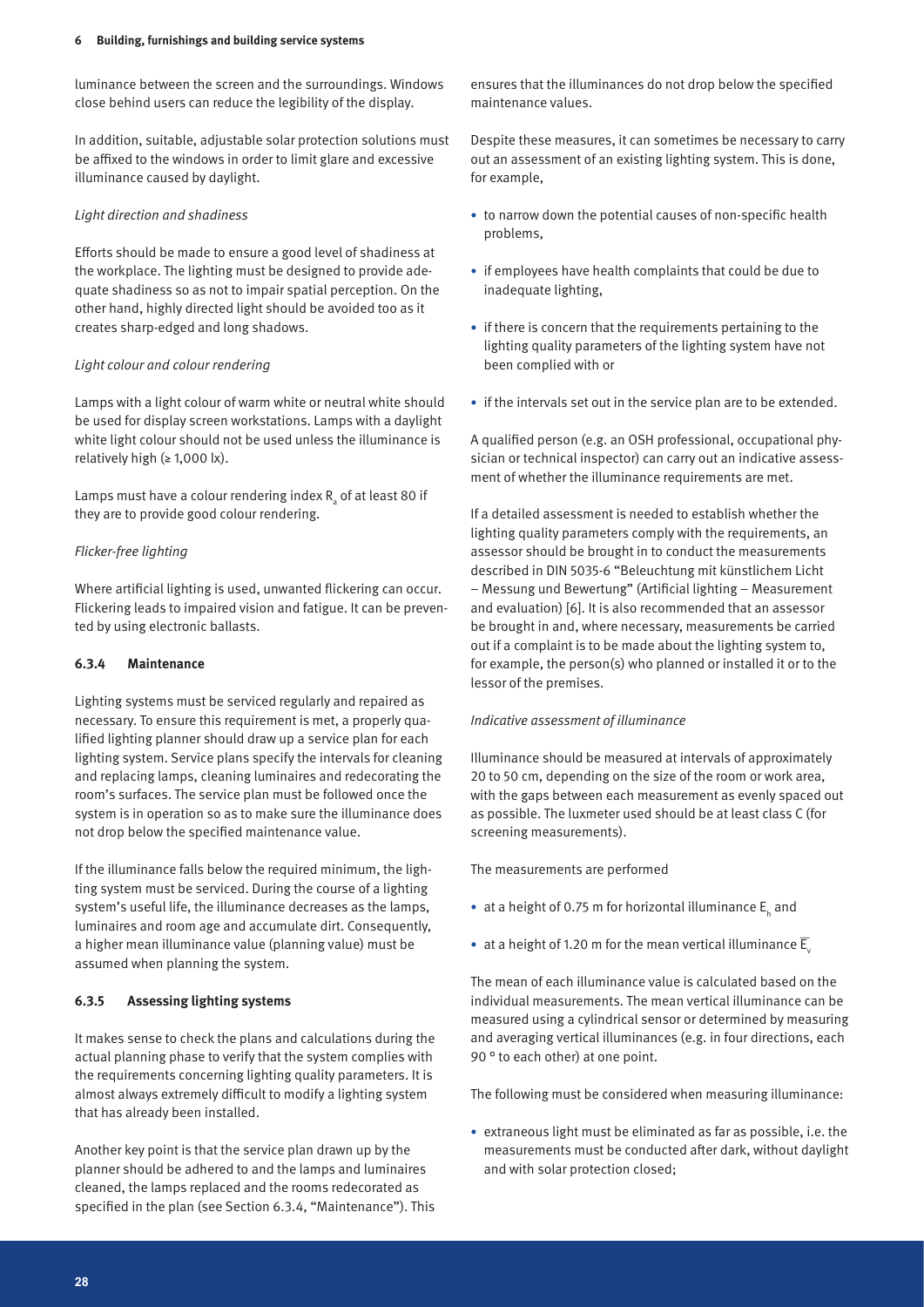luminance between the screen and the surroundings. Windows close behind users can reduce the legibility of the display.

In addition, suitable, adjustable solar protection solutions must be affixed to the windows in order to limit glare and excessive illuminance caused by daylight.

*Light direction and shadiness*

Efforts should be made to ensure a good level of shadiness at the workplace. The lighting must be designed to provide adequate shadiness so as not to impair spatial perception. On the other hand, highly directed light should be avoided too as it creates sharp-edged and long shadows.

*Light colour and colour rendering*

Lamps with a light colour of warm white or neutral white should be used for display screen workstations. Lamps with a daylight white light colour should not be used unless the illuminance is relatively high (≥ 1,000 lx).

Lamps must have a colour rendering index $R_a$ of at least 80 if they are to provide good colour rendering.

*Flicker-free lighting*

Where artificial lighting is used, unwanted flickering can occur. Flickering leads to impaired vision and fatigue. It can be prevented by using electronic ballasts.

### 6.3.4 Maintenance

Lighting systems must be serviced regularly and repaired as necessary. To ensure this requirement is met, a properly qualified lighting planner should draw up a service plan for each lighting system. Service plans specify the intervals for cleaning and replacing lamps, cleaning luminaires and redecorating the room's surfaces. The service plan must be followed once the system is in operation so as to make sure the illuminance does not drop below the specified maintenance value.

If the illuminance falls below the required minimum, the lighting system must be serviced. During the course of a lighting system's useful life, the illuminance decreases as the lamps, luminaires and room age and accumulate dirt. Consequently, a higher mean illuminance value (planning value) must be assumed when planning the system.

### 6.3.5 Assessing lighting systems

It makes sense to check the plans and calculations during the actual planning phase to verify that the system complies with the requirements concerning lighting quality parameters. It is almost always extremely difficult to modify a lighting system that has already been installed.

Another key point is that the service plan drawn up by the planner should be adhered to and the lamps and luminaires cleaned, the lamps replaced and the rooms redecorated as specified in the plan (see Section 6.3.4, "Maintenance"). This ensures that the illuminances do not drop below the specified maintenance values.

Despite these measures, it can sometimes be necessary to carry out an assessment of an existing lighting system. This is done, for example,

- to narrow down the potential causes of non-specific health problems,
- if employees have health complaints that could be due to inadequate lighting,
- if there is concern that the requirements pertaining to the lighting quality parameters of the lighting system have not been complied with or
- if the intervals set out in the service plan are to be extended.

A qualified person (e.g. an OSH professional, occupational physician or technical inspector) can carry out an indicative assessment of whether the illuminance requirements are met.

If a detailed assessment is needed to establish whether the lighting quality parameters comply with the requirements, an assessor should be brought in to conduct the measurements described in DIN 5035-6 "Beleuchtung mit künstlichem Licht – Messung und Bewertung" (Artificial lighting – Measurement and evaluation) [6]. It is also recommended that an assessor be brought in and, where necessary, measurements be carried out if a complaint is to be made about the lighting system to, for example, the person(s) who planned or installed it or to the lessor of the premises.

*Indicative assessment of illuminance*

Illuminance should be measured at intervals of approximately 20 to 50 cm, depending on the size of the room or work area, with the gaps between each measurement as evenly spaced out as possible. The luxmeter used should be at least class C (for screening measurements).

The measurements are performed

- at a height of 0.75 m for horizontal illuminance $E_h$ and
- at a height of 1.20 m for the mean vertical illuminance $\overline{E_v}$

The mean of each illuminance value is calculated based on the individual measurements. The mean vertical illuminance can be measured using a cylindrical sensor or determined by measuring and averaging vertical illuminances (e.g. in four directions, each 90 ° to each other) at one point.

The following must be considered when measuring illuminance:

- extraneous light must be eliminated as far as possible, i.e. the measurements must be conducted after dark, without daylight and with solar protection closed;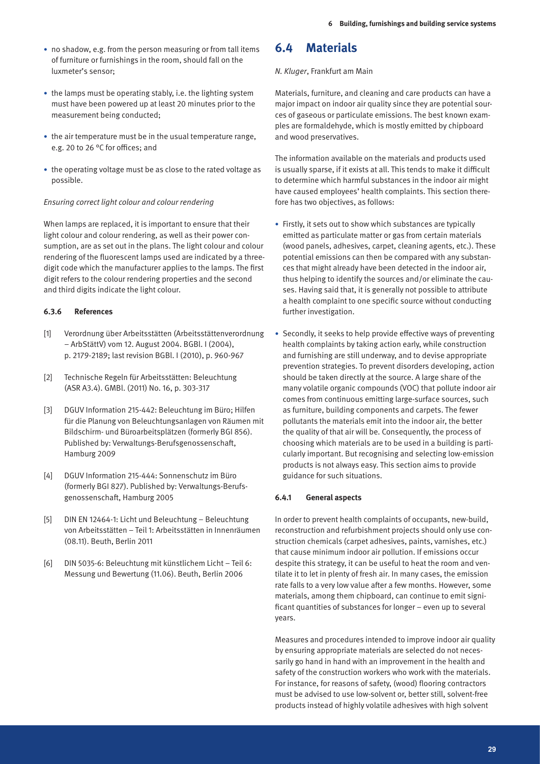- no shadow, e.g. from the person measuring or from tall items of furniture or furnishings in the room, should fall on the luxmeter's sensor;
- the lamps must be operating stably, i.e. the lighting system must have been powered up at least 20 minutes prior to the measurement being conducted;
- the air temperature must be in the usual temperature range, e.g. 20 to 26 °C for offices; and
- the operating voltage must be as close to the rated voltage as possible.

*Ensuring correct light colour and colour rendering*

When lamps are replaced, it is important to ensure that their light colour and colour rendering, as well as their power consumption, are as set out in the plans. The light colour and colour rendering of the fluorescent lamps used are indicated by a three-digit code which the manufacturer applies to the lamps. The first digit refers to the colour rendering properties and the second and third digits indicate the light colour.

### 6.3.6 References

[1] Verordnung über Arbeitsstätten (Arbeitsstättenverordnung – ArbStättV) vom 12. August 2004. BGBl. I (2004), p. 2179-2189; last revision BGBl. I (2010), p. 960-967

[2] Technische Regeln für Arbeitsstätten: Beleuchtung (ASR A3.4). GMBl. (2011) No. 16, p. 303-317

[3] DGUV Information 215-442: Beleuchtung im Büro; Hilfen für die Planung von Beleuchtungsanlagen von Räumen mit Bildschirm- und Büroarbeitsplätzen (formerly BGI 856). Published by: Verwaltungs-Berufsgenossenschaft, Hamburg 2009

[4] DGUV Information 215-444: Sonnenschutz im Büro (formerly BGI 827). Published by: Verwaltungs-Berufsgenossenschaft, Hamburg 2005

[5] DIN EN 12464-1: Licht und Beleuchtung – Beleuchtung von Arbeitsstätten – Teil 1: Arbeitsstätten in Innenräumen (08.11). Beuth, Berlin 2011

[6] DIN 5035-6: Beleuchtung mit künstlichem Licht – Teil 6: Messung und Bewertung (11.06). Beuth, Berlin 2006

## 6.4 Materials

*N. Kluger*, Frankfurt am Main

Materials, furniture, and cleaning and care products can have a major impact on indoor air quality since they are potential sources of gaseous or particulate emissions. The best known examples are formaldehyde, which is mostly emitted by chipboard and wood preservatives.

The information available on the materials and products used is usually sparse, if it exists at all. This tends to make it difficult to determine which harmful substances in the indoor air might have caused employees' health complaints. This section therefore has two objectives, as follows:

- Firstly, it sets out to show which substances are typically emitted as particulate matter or gas from certain materials (wood panels, adhesives, carpet, cleaning agents, etc.). These potential emissions can then be compared with any substances that might already have been detected in the indoor air, thus helping to identify the sources and/or eliminate the causes. Having said that, it is generally not possible to attribute a health complaint to one specific source without conducting further investigation.
- Secondly, it seeks to help provide effective ways of preventing health complaints by taking action early, while construction and furnishing are still underway, and to devise appropriate prevention strategies. To prevent disorders developing, action should be taken directly at the source. A large share of the many volatile organic compounds (VOC) that pollute indoor air comes from continuous emitting large-surface sources, such as furniture, building components and carpets. The fewer pollutants the materials emit into the indoor air, the better the quality of that air will be. Consequently, the process of choosing which materials are to be used in a building is particularly important. But recognising and selecting low-emission products is not always easy. This section aims to provide guidance for such situations.

### 6.4.1 General aspects

In order to prevent health complaints of occupants, new-build, reconstruction and refurbishment projects should only use construction chemicals (carpet adhesives, paints, varnishes, etc.) that cause minimum indoor air pollution. If emissions occur despite this strategy, it can be useful to heat the room and ventilate it to let in plenty of fresh air. In many cases, the emission rate falls to a very low value after a few months. However, some materials, among them chipboard, can continue to emit significant quantities of substances for longer – even up to several years.

Measures and procedures intended to improve indoor air quality by ensuring appropriate materials are selected do not necessarily go hand in hand with an improvement in the health and safety of the construction workers who work with the materials. For instance, for reasons of safety, (wood) flooring contractors must be advised to use low-solvent or, better still, solvent-free products instead of highly volatile adhesives with high solvent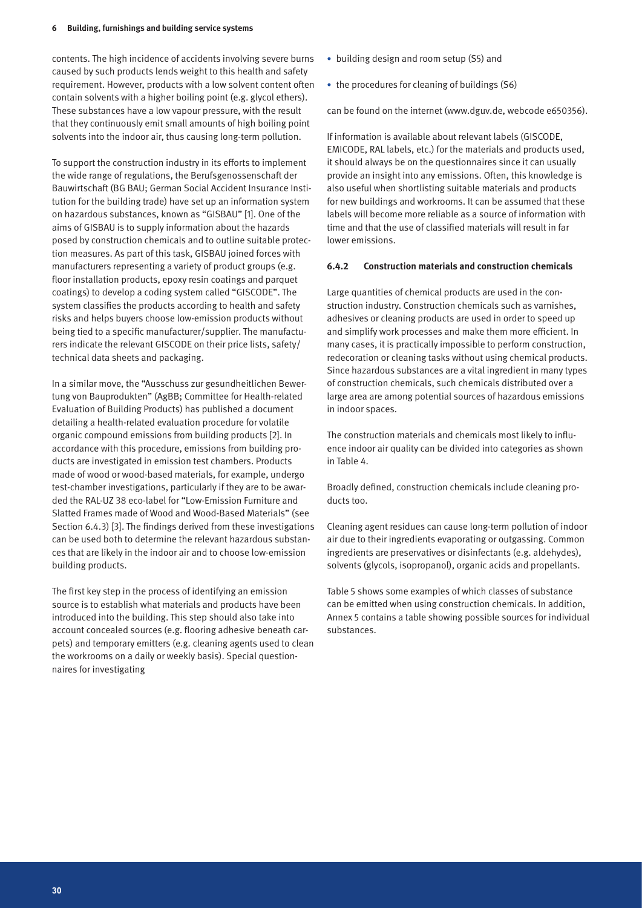contents. The high incidence of accidents involving severe burns caused by such products lends weight to this health and safety requirement. However, products with a low solvent content often contain solvents with a higher boiling point (e.g. glycol ethers). These substances have a low vapour pressure, with the result that they continuously emit small amounts of high boiling point solvents into the indoor air, thus causing long-term pollution.

To support the construction industry in its efforts to implement the wide range of regulations, the Berufsgenossenschaft der Bauwirtschaft (BG BAU; German Social Accident Insurance Institution for the building trade) have set up an information system on hazardous substances, known as "GISBAU" [1]. One of the aims of GISBAU is to supply information about the hazards posed by construction chemicals and to outline suitable protection measures. As part of this task, GISBAU joined forces with manufacturers representing a variety of product groups (e.g. floor installation products, epoxy resin coatings and parquet coatings) to develop a coding system called "GISCODE". The system classifies the products according to health and safety risks and helps buyers choose low-emission products without being tied to a specific manufacturer/supplier. The manufacturers indicate the relevant GISCODE on their price lists, safety/technical data sheets and packaging.

In a similar move, the "Ausschuss zur gesundheitlichen Bewertung von Bauprodukten" (AgBB; Committee for Health-related Evaluation of Building Products) has published a document detailing a health-related evaluation procedure for volatile organic compound emissions from building products [2]. In accordance with this procedure, emissions from building products are investigated in emission test chambers. Products made of wood or wood-based materials, for example, undergo test-chamber investigations, particularly if they are to be awarded the RAL-UZ 38 eco-label for "Low-Emission Furniture and Slatted Frames made of Wood and Wood-Based Materials" (see Section 6.4.3) [3]. The findings derived from these investigations can be used both to determine the relevant hazardous substances that are likely in the indoor air and to choose low-emission building products.

The first key step in the process of identifying an emission source is to establish what materials and products have been introduced into the building. This step should also take into account concealed sources (e.g. flooring adhesive beneath carpets) and temporary emitters (e.g. cleaning agents used to clean the workrooms on a daily or weekly basis). Special questionnaires for investigating

- building design and room setup (S5) and
- the procedures for cleaning of buildings (S6)

can be found on the internet (www.dguv.de, webcode e650356).

If information is available about relevant labels (GISCODE, EMICODE, RAL labels, etc.) for the materials and products used, it should always be on the questionnaires since it can usually provide an insight into any emissions. Often, this knowledge is also useful when shortlisting suitable materials and products for new buildings and workrooms. It can be assumed that these labels will become more reliable as a source of information with time and that the use of classified materials will result in far lower emissions.

### 6.4.2 Construction materials and construction chemicals

Large quantities of chemical products are used in the construction industry. Construction chemicals such as varnishes, adhesives or cleaning products are used in order to speed up and simplify work processes and make them more efficient. In many cases, it is practically impossible to perform construction, redecoration or cleaning tasks without using chemical products. Since hazardous substances are a vital ingredient in many types of construction chemicals, such chemicals distributed over a large area are among potential sources of hazardous emissions in indoor spaces.

The construction materials and chemicals most likely to influence indoor air quality can be divided into categories as shown in Table 4.

Broadly defined, construction chemicals include cleaning products too.

Cleaning agent residues can cause long-term pollution of indoor air due to their ingredients evaporating or outgassing. Common ingredients are preservatives or disinfectants (e.g. aldehydes), solvents (glycols, isopropanol), organic acids and propellants.

Table 5 shows some examples of which classes of substance can be emitted when using construction chemicals. In addition, Annex 5 contains a table showing possible sources for individual substances.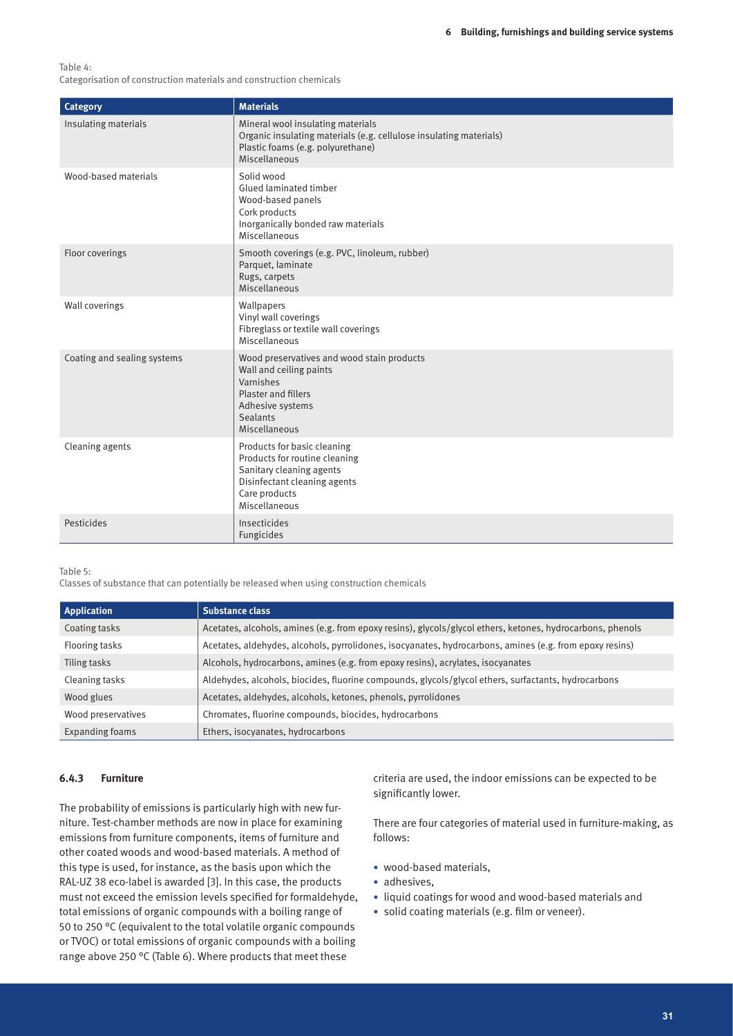Table 4:
Categorisation of construction materials and construction chemicals

| Category | Materials |
|---|---|
| Insulating materials | Mineral wool insulating materials<br>Organic insulating materials (e.g. cellulose insulating materials)<br>Plastic foams (e.g. polyurethane)<br>Miscellaneous |
| Wood-based materials | Solid wood<br>Glued laminated timber<br>Wood-based panels<br>Cork products<br>Inorganically bonded raw materials<br>Miscellaneous |
| Floor coverings | Smooth coverings (e.g. PVC, linoleum, rubber)<br>Parquet, laminate<br>Rugs, carpets<br>Miscellaneous |
| Wall coverings | Wallpapers<br>Vinyl wall coverings<br>Fibreglass or textile wall coverings<br>Miscellaneous |
| Coating and sealing systems | Wood preservatives and wood stain products<br>Wall and ceiling paints<br>Varnishes<br>Plaster and fillers<br>Adhesive systems<br>Sealants<br>Miscellaneous |
| Cleaning agents | Products for basic cleaning<br>Products for routine cleaning<br>Sanitary cleaning agents<br>Disinfectant cleaning agents<br>Care products<br>Miscellaneous |
| Pesticides | Insecticides<br>Fungicides |

Table 5:
Classes of substance that can potentially be released when using construction chemicals

| Application | Substance class |
|---|---|
| Coating tasks | Acetates, alcohols, amines (e.g. from epoxy resins), glycols/glycol ethers, ketones, hydrocarbons, phenols |
| Flooring tasks | Acetates, aldehydes, alcohols, pyrrolidones, isocyanates, hydrocarbons, amines (e.g. from epoxy resins) |
| Tiling tasks | Alcohols, hydrocarbons, amines (e.g. from epoxy resins), acrylates, isocyanates |
| Cleaning tasks | Aldehydes, alcohols, biocides, fluorine compounds, glycols/glycol ethers, surfactants, hydrocarbons |
| Wood glues | Acetates, aldehydes, alcohols, ketones, phenols, pyrrolidones |
| Wood preservatives | Chromates, fluorine compounds, biocides, hydrocarbons |
| Expanding foams | Ethers, isocyanates, hydrocarbons |

### 6.4.3 Furniture

The probability of emissions is particularly high with new furniture. Test-chamber methods are now in place for examining emissions from furniture components, items of furniture and other coated woods and wood-based materials. A method of this type is used, for instance, as the basis upon which the RAL-UZ 38 eco-label is awarded [3]. In this case, the products must not exceed the emission levels specified for formaldehyde, total emissions of organic compounds with a boiling range of 50 to 250 °C (equivalent to the total volatile organic compounds or TVOC) or total emissions of organic compounds with a boiling range above 250 °C (Table 6). Where products that meet these criteria are used, the indoor emissions can be expected to be significantly lower.

There are four categories of material used in furniture-making, as follows:

- wood-based materials,
- adhesives,
- liquid coatings for wood and wood-based materials and
- solid coating materials (e.g. film or veneer).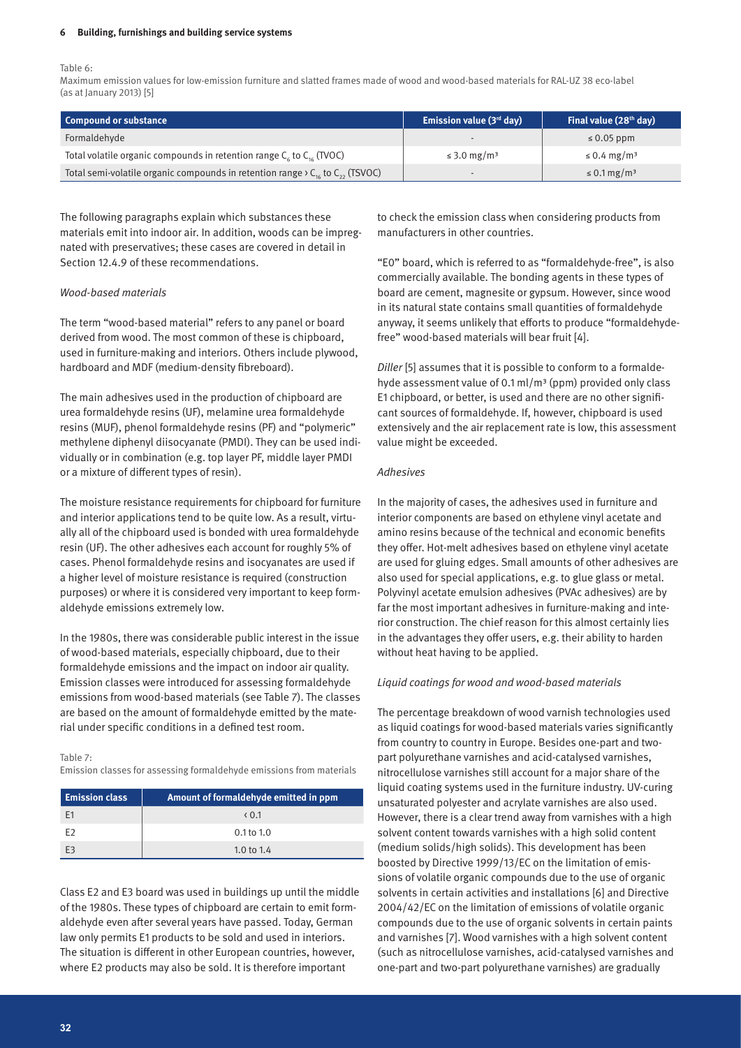Table 6:
Maximum emission values for low-emission furniture and slatted frames made of wood and wood-based materials for RAL-UZ 38 eco-label (as at January 2013) [5]

| Compound or substance | Emission value (3rd day) | Final value (28th day) |
|---|---|---|
| Formaldehyde | - | ≤ 0.05 ppm |
| Total volatile organic compounds in retention range $C_6$ to $C_{16}$ (TVOC) | ≤ 3.0 mg/m³ | ≤ 0.4 mg/m³ |
| Total semi-volatile organic compounds in retention range > $C_{16}$ to $C_{22}$ (TSVOC) | - | ≤ 0.1 mg/m³ |

The following paragraphs explain which substances these materials emit into indoor air. In addition, woods can be impregnated with preservatives; these cases are covered in detail in Section 12.4.9 of these recommendations.

*Wood-based materials*

The term "wood-based material" refers to any panel or board derived from wood. The most common of these is chipboard, used in furniture-making and interiors. Others include plywood, hardboard and MDF (medium-density fibreboard).

The main adhesives used in the production of chipboard are urea formaldehyde resins (UF), melamine urea formaldehyde resins (MUF), phenol formaldehyde resins (PF) and "polymeric" methylene diphenyl diisocyanate (PMDI). They can be used individually or in combination (e.g. top layer PF, middle layer PMDI or a mixture of different types of resin).

The moisture resistance requirements for chipboard for furniture and interior applications tend to be quite low. As a result, virtually all of the chipboard used is bonded with urea formaldehyde resin (UF). The other adhesives each account for roughly 5% of cases. Phenol formaldehyde resins and isocyanates are used if a higher level of moisture resistance is required (construction purposes) or where it is considered very important to keep formaldehyde emissions extremely low.

In the 1980s, there was considerable public interest in the issue of wood-based materials, especially chipboard, due to their formaldehyde emissions and the impact on indoor air quality. Emission classes were introduced for assessing formaldehyde emissions from wood-based materials (see Table 7). The classes are based on the amount of formaldehyde emitted by the material under specific conditions in a defined test room.

Table 7:
Emission classes for assessing formaldehyde emissions from materials

| Emission class | Amount of formaldehyde emitted in ppm |
|---|---|
| E1 | < 0.1 |
| E2 | 0.1 to 1.0 |
| E3 | 1.0 to 1.4 |

Class E2 and E3 board was used in buildings up until the middle of the 1980s. These types of chipboard are certain to emit formaldehyde even after several years have passed. Today, German law only permits E1 products to be sold and used in interiors. The situation is different in other European countries, however, where E2 products may also be sold. It is therefore important to check the emission class when considering products from manufacturers in other countries.

"E0" board, which is referred to as "formaldehyde-free", is also commercially available. The bonding agents in these types of board are cement, magnesite or gypsum. However, since wood in its natural state contains small quantities of formaldehyde anyway, it seems unlikely that efforts to produce "formaldehyde-free" wood-based materials will bear fruit [4].

*Diller* [5] assumes that it is possible to conform to a formaldehyde assessment value of 0.1 ml/m³ (ppm) provided only class E1 chipboard, or better, is used and there are no other significant sources of formaldehyde. If, however, chipboard is used extensively and the air replacement rate is low, this assessment value might be exceeded.

*Adhesives*

In the majority of cases, the adhesives used in furniture and interior components are based on ethylene vinyl acetate and amino resins because of the technical and economic benefits they offer. Hot-melt adhesives based on ethylene vinyl acetate are used for gluing edges. Small amounts of other adhesives are also used for special applications, e.g. to glue glass or metal. Polyvinyl acetate emulsion adhesives (PVAc adhesives) are by far the most important adhesives in furniture-making and interior construction. The chief reason for this almost certainly lies in the advantages they offer users, e.g. their ability to harden without heat having to be applied.

*Liquid coatings for wood and wood-based materials*

The percentage breakdown of wood varnish technologies used as liquid coatings for wood-based materials varies significantly from country to country in Europe. Besides one-part and two-part polyurethane varnishes and acid-catalysed varnishes, nitrocellulose varnishes still account for a major share of the liquid coating systems used in the furniture industry. UV-curing unsaturated polyester and acrylate varnishes are also used. However, there is a clear trend away from varnishes with a high solvent content towards varnishes with a high solid content (medium solids/high solids). This development has been boosted by Directive 1999/13/EC on the limitation of emissions of volatile organic compounds due to the use of organic solvents in certain activities and installations [6] and Directive 2004/42/EC on the limitation of emissions of volatile organic compounds due to the use of organic solvents in certain paints and varnishes [7]. Wood varnishes with a high solvent content (such as nitrocellulose varnishes, acid-catalysed varnishes and one-part and two-part polyurethane varnishes) are gradually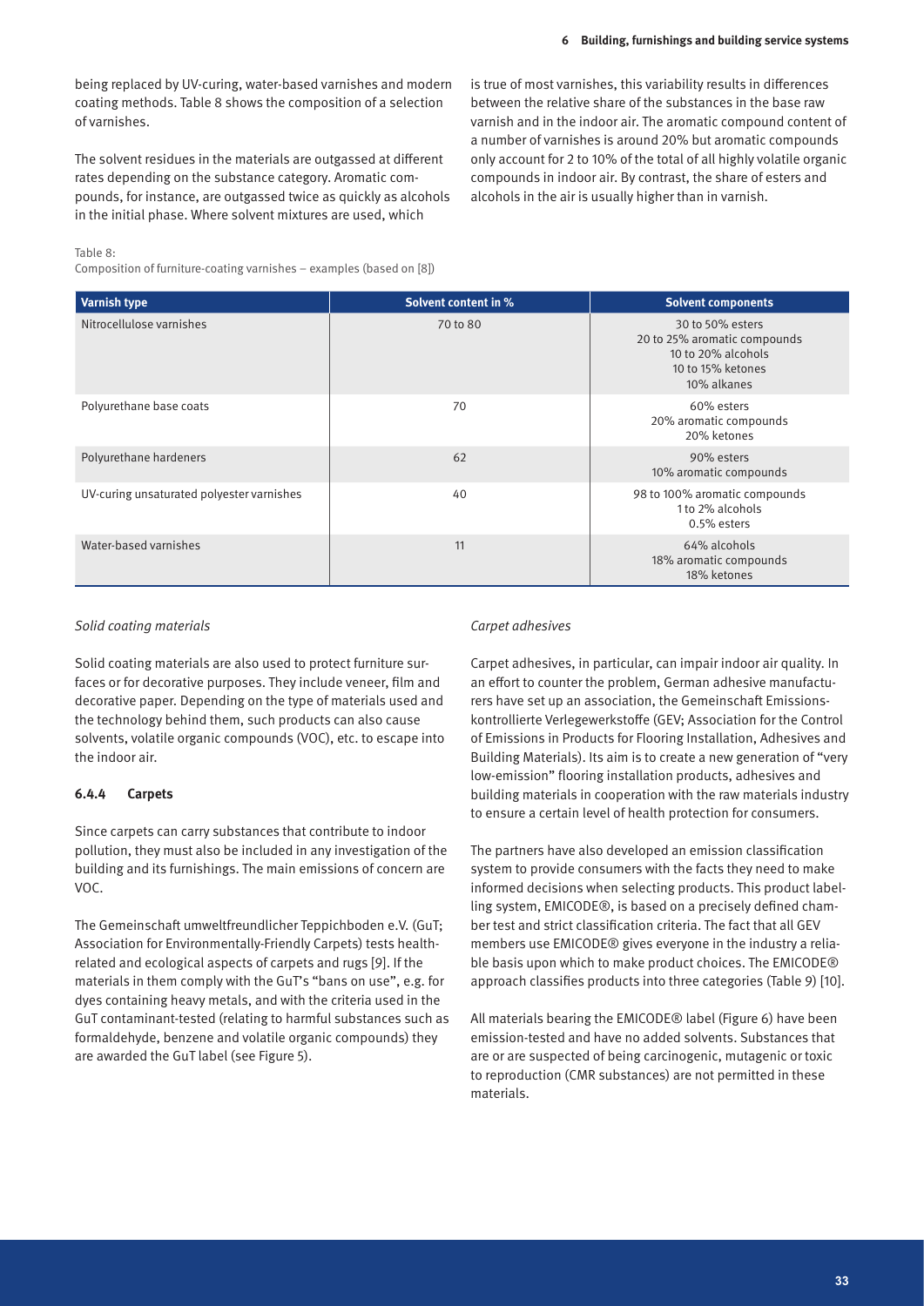being replaced by UV-curing, water-based varnishes and modern coating methods. Table 8 shows the composition of a selection of varnishes.

The solvent residues in the materials are outgassed at different rates depending on the substance category. Aromatic compounds, for instance, are outgassed twice as quickly as alcohols in the initial phase. Where solvent mixtures are used, which is true of most varnishes, this variability results in differences between the relative share of the substances in the base raw varnish and in the indoor air. The aromatic compound content of a number of varnishes is around 20% but aromatic compounds only account for 2 to 10% of the total of all highly volatile organic compounds in indoor air. By contrast, the share of esters and alcohols in the air is usually higher than in varnish.

Table 8:
Composition of furniture-coating varnishes – examples (based on [8])

| Varnish type | Solvent content in % | Solvent components |
|---|---|---|
| Nitrocellulose varnishes | 70 to 80 | 30 to 50% esters<br>20 to 25% aromatic compounds<br>10 to 20% alcohols<br>10 to 15% ketones<br>10% alkanes |
| Polyurethane base coats | 70 | 60% esters<br>20% aromatic compounds<br>20% ketones |
| Polyurethane hardeners | 62 | 90% esters<br>10% aromatic compounds |
| UV-curing unsaturated polyester varnishes | 40 | 98 to 100% aromatic compounds<br>1 to 2% alcohols<br>0.5% esters |
| Water-based varnishes | 11 | 64% alcohols<br>18% aromatic compounds<br>18% ketones |

*Solid coating materials*

Solid coating materials are also used to protect furniture surfaces or for decorative purposes. They include veneer, film and decorative paper. Depending on the type of materials used and the technology behind them, such products can also cause solvents, volatile organic compounds (VOC), etc. to escape into the indoor air.

### 6.4.4 Carpets

Since carpets can carry substances that contribute to indoor pollution, they must also be included in any investigation of the building and its furnishings. The main emissions of concern are VOC.

The Gemeinschaft umweltfreundlicher Teppichboden e.V. (GuT; Association for Environmentally-Friendly Carpets) tests health-related and ecological aspects of carpets and rugs [9]. If the materials in them comply with the GuT's "bans on use", e.g. for dyes containing heavy metals, and with the criteria used in the GuT contaminant-tested (relating to harmful substances such as formaldehyde, benzene and volatile organic compounds) they are awarded the GuT label (see Figure 5).

*Carpet adhesives*

Carpet adhesives, in particular, can impair indoor air quality. In an effort to counter the problem, German adhesive manufacturers have set up an association, the Gemeinschaft Emissionskontrollierte Verlegewerkstoffe (GEV; Association for the Control of Emissions in Products for Flooring Installation, Adhesives and Building Materials). Its aim is to create a new generation of "very low-emission" flooring installation products, adhesives and building materials in cooperation with the raw materials industry to ensure a certain level of health protection for consumers.

The partners have also developed an emission classification system to provide consumers with the facts they need to make informed decisions when selecting products. This product labelling system, EMICODE®, is based on a precisely defined chamber test and strict classification criteria. The fact that all GEV members use EMICODE® gives everyone in the industry a reliable basis upon which to make product choices. The EMICODE® approach classifies products into three categories (Table 9) [10].

All materials bearing the EMICODE® label (Figure 6) have been emission-tested and have no added solvents. Substances that are or are suspected of being carcinogenic, mutagenic or toxic to reproduction (CMR substances) are not permitted in these materials.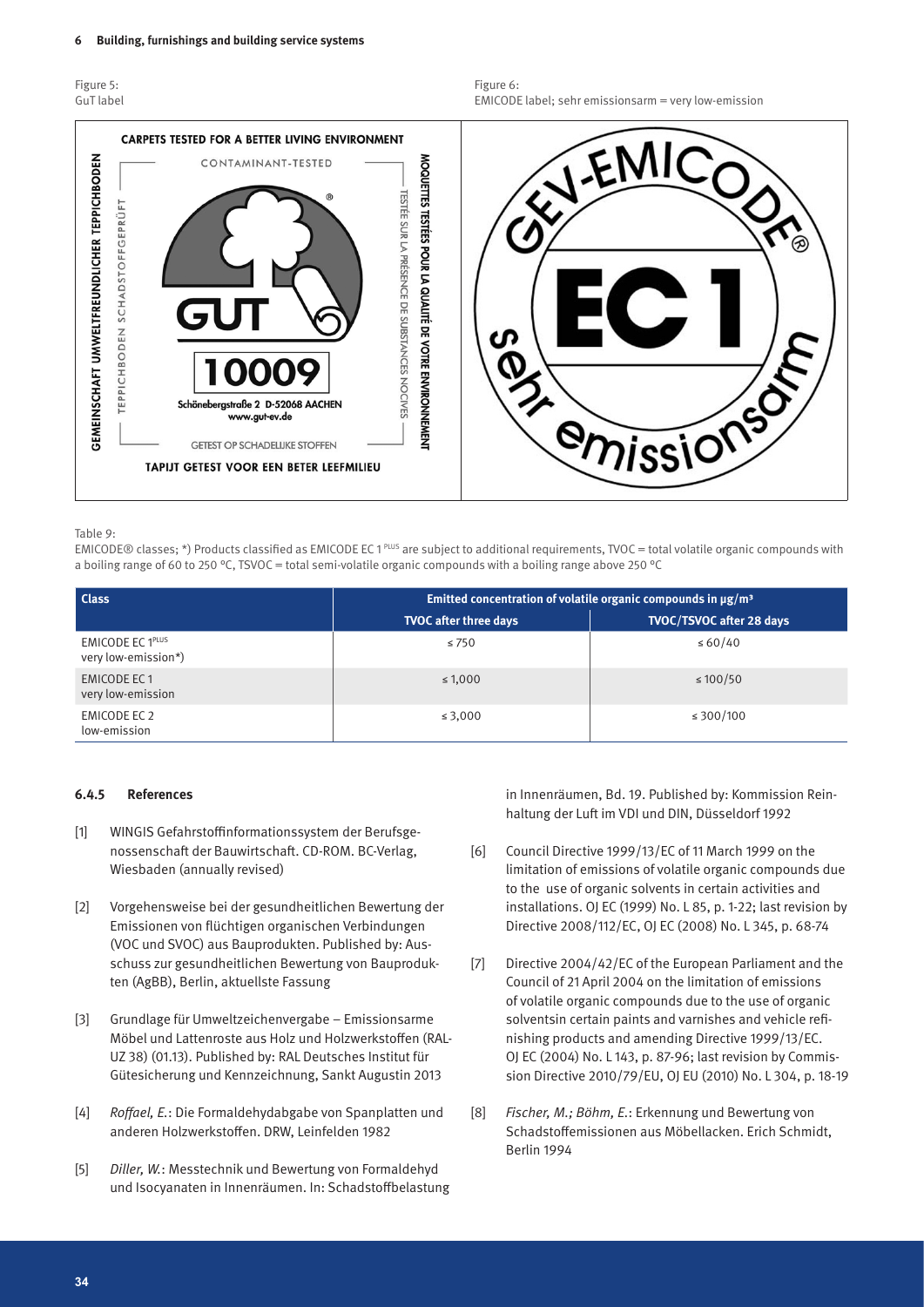Figure 5:
GuT label

Figure 6:
EMICODE label; sehr emissionsarm = very low-emission

Table 9:
EMICODE® classes; *) Products classified as EMICODE EC 1 PLUS are subject to additional requirements, TVOC = total volatile organic compounds with a boiling range of 60 to 250 °C, TSVOC = total semi-volatile organic compounds with a boiling range above 250 °C

| Class | Emitted concentration of volatile organic compounds in µg/m³ | |
|---|---|---|
| | TVOC after three days | TVOC/TSVOC after 28 days |
| EMICODE EC 1 PLUS very low-emission*) | ≤ 750 | ≤ 60/40 |
| EMICODE EC 1 very low-emission | ≤ 1,000 | ≤ 100/50 |
| EMICODE EC 2 low-emission | ≤ 3,000 | ≤ 300/100 |

### 6.4.5 References

[1] WINGIS Gefahrstoffinformationssystem der Berufsgenossenschaft der Bauwirtschaft. CD-ROM. BC-Verlag, Wiesbaden (annually revised)

[2] Vorgehensweise bei der gesundheitlichen Bewertung der Emissionen von flüchtigen organischen Verbindungen (VOC und SVOC) aus Bauprodukten. Published by: Ausschuss zur gesundheitlichen Bewertung von Bauprodukten (AgBB), Berlin, aktuellste Fassung

[3] Grundlage für Umweltzeichenvergabe – Emissionsarme Möbel und Lattenroste aus Holz und Holzwerkstoffen (RAL-UZ 38) (01.13). Published by: RAL Deutsches Institut für Gütesicherung und Kennzeichnung, Sankt Augustin 2013

[4] *Roffael, E.*: Die Formaldehydabgabe von Spanplatten und anderen Holzwerkstoffen. DRW, Leinfelden 1982

[5] *Diller, W.*: Messtechnik und Bewertung von Formaldehyd und Isocyanaten in Innenräumen. In: Schadstoffbelastung in Innenräumen, Bd. 19. Published by: Kommission Reinhaltung der Luft im VDI und DIN, Düsseldorf 1992

[6] Council Directive 1999/13/EC of 11 March 1999 on the limitation of emissions of volatile organic compounds due to the use of organic solvents in certain activities and installations. OJ EC (1999) No. L 85, p. 1-22; last revision by Directive 2008/112/EC, OJ EC (2008) No. L 345, p. 68-74

[7] Directive 2004/42/EC of the European Parliament and the Council of 21 April 2004 on the limitation of emissions of volatile organic compounds due to the use of organic solventsin certain paints and varnishes and vehicle refinishing products and amending Directive 1999/13/EC. OJ EC (2004) No. L 143, p. 87-96; last revision by Commission Directive 2010/79/EU, OJ EU (2010) No. L 304, p. 18-19

[8] *Fischer, M.; Böhm, E.*: Erkennung und Bewertung von Schadstoffemissionen aus Möbellacken. Erich Schmidt, Berlin 1994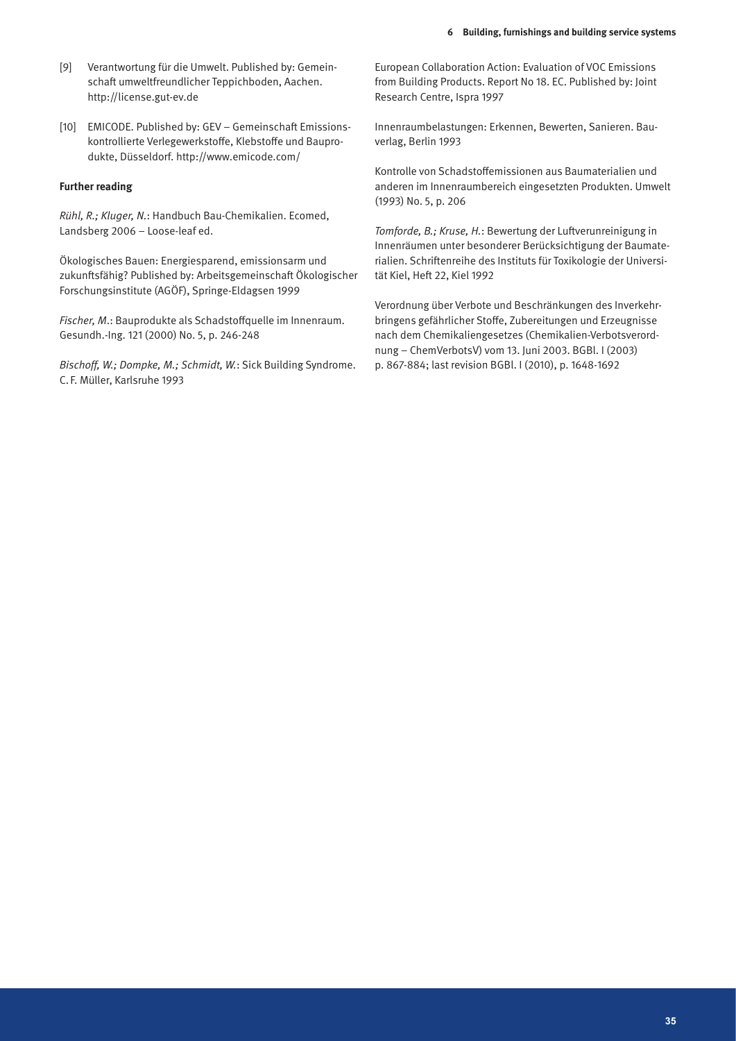[9] Verantwortung für die Umwelt. Published by: Gemeinschaft umweltfreundlicher Teppichboden, Aachen. http://license.gut-ev.de

[10] EMICODE. Published by: GEV – Gemeinschaft Emissionskontrollierte Verlegewerkstoffe, Klebstoffe und Bauprodukte, Düsseldorf. http://www.emicode.com/

**Further reading**

*Rühl, R.; Kluger, N.*: Handbuch Bau-Chemikalien. Ecomed, Landsberg 2006 – Loose-leaf ed.

Ökologisches Bauen: Energiesparend, emissionsarm und zukunftsfähig? Published by: Arbeitsgemeinschaft Ökologischer Forschungsinstitute (AGÖF), Springe-Eldagsen 1999

*Fischer, M.*: Bauprodukte als Schadstoffquelle im Innenraum. Gesundh.-Ing. 121 (2000) No. 5, p. 246-248

*Bischoff, W.; Dompke, M.; Schmidt, W.*: Sick Building Syndrome. C. F. Müller, Karlsruhe 1993

European Collaboration Action: Evaluation of VOC Emissions from Building Products. Report No 18. EC. Published by: Joint Research Centre, Ispra 1997

Innenraumbelastungen: Erkennen, Bewerten, Sanieren. Bauverlag, Berlin 1993

Kontrolle von Schadstoffemissionen aus Baumaterialien und anderen im Innenraumbereich eingesetzten Produkten. Umwelt (1993) No. 5, p. 206

*Tomforde, B.; Kruse, H.*: Bewertung der Luftverunreinigung in Innenräumen unter besonderer Berücksichtigung der Baumaterialien. Schriftenreihe des Instituts für Toxikologie der Universität Kiel, Heft 22, Kiel 1992

Verordnung über Verbote und Beschränkungen des Inverkehrbringens gefährlicher Stoffe, Zubereitungen und Erzeugnisse nach dem Chemikaliengesetzes (Chemikalien-Verbotsverordnung – ChemVerbotsV) vom 13. Juni 2003. BGBl. I (2003) p. 867-884; last revision BGBl. I (2010), p. 1648-1692